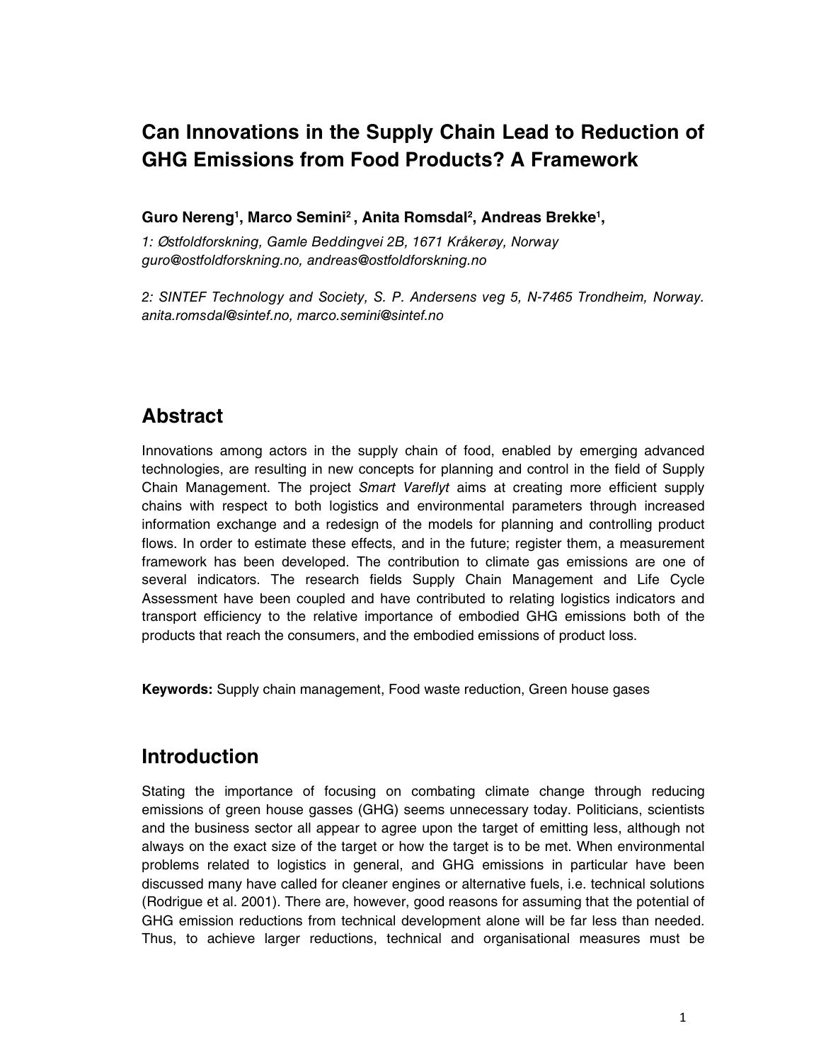# Can Innovations in the Supply Chain Lead to Reduction of GHG Emissions from Food Products? A Framework

**Guro Nereng[1], Marco Semini[2] , Anita Romsdal[2], Andreas Brekke[1],**

*1: Østfoldforskning, Gamle Beddingvei 2B, 1671 Kråkerøy, Norway*
*guro@ostfoldforskning.no, andreas@ostfoldforskning.no*

*2: SINTEF Technology and Society, S. P. Andersens veg 5, N-7465 Trondheim, Norway.*
*anita.romsdal@sintef.no, marco.semini@sintef.no*

## Abstract

Innovations among actors in the supply chain of food, enabled by emerging advanced technologies, are resulting in new concepts for planning and control in the field of Supply Chain Management. The project *Smart Vareflyt* aims at creating more efficient supply chains with respect to both logistics and environmental parameters through increased information exchange and a redesign of the models for planning and controlling product flows. In order to estimate these effects, and in the future; register them, a measurement framework has been developed. The contribution to climate gas emissions are one of several indicators. The research fields Supply Chain Management and Life Cycle Assessment have been coupled and have contributed to relating logistics indicators and transport efficiency to the relative importance of embodied GHG emissions both of the products that reach the consumers, and the embodied emissions of product loss.

**Keywords:** Supply chain management, Food waste reduction, Green house gases

## Introduction

Stating the importance of focusing on combating climate change through reducing emissions of green house gasses (GHG) seems unnecessary today. Politicians, scientists and the business sector all appear to agree upon the target of emitting less, although not always on the exact size of the target or how the target is to be met. When environmental problems related to logistics in general, and GHG emissions in particular have been discussed many have called for cleaner engines or alternative fuels, i.e. technical solutions (Rodrigue et al. 2001). There are, however, good reasons for assuming that the potential of GHG emission reductions from technical development alone will be far less than needed. Thus, to achieve larger reductions, technical and organisational measures must be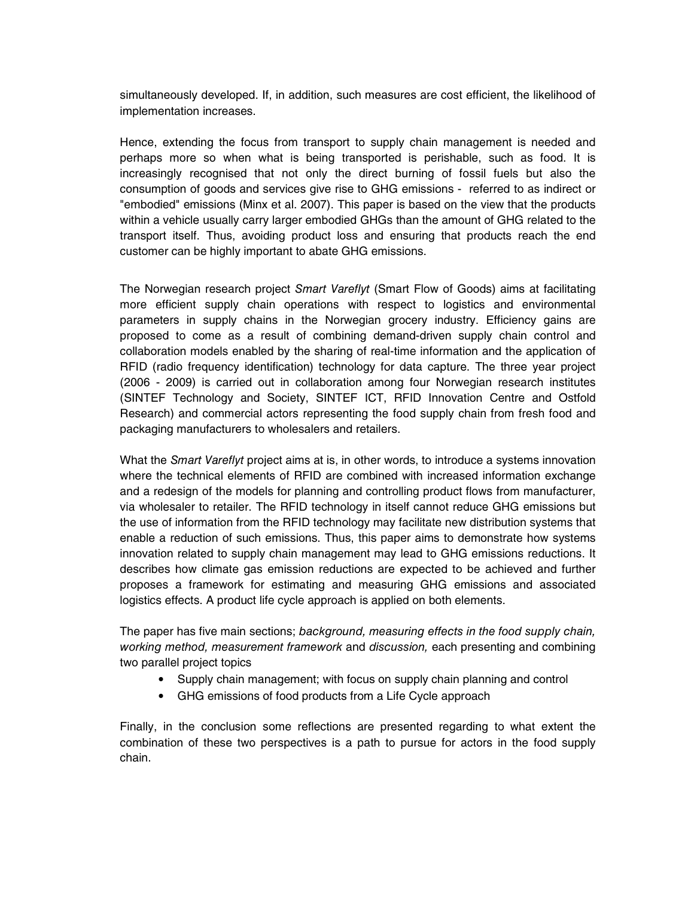simultaneously developed. If, in addition, such measures are cost efficient, the likelihood of implementation increases.

Hence, extending the focus from transport to supply chain management is needed and perhaps more so when what is being transported is perishable, such as food. It is increasingly recognised that not only the direct burning of fossil fuels but also the consumption of goods and services give rise to GHG emissions - referred to as indirect or "embodied" emissions (Minx et al. 2007). This paper is based on the view that the products within a vehicle usually carry larger embodied GHGs than the amount of GHG related to the transport itself. Thus, avoiding product loss and ensuring that products reach the end customer can be highly important to abate GHG emissions.

The Norwegian research project *Smart Vareflyt* (Smart Flow of Goods) aims at facilitating more efficient supply chain operations with respect to logistics and environmental parameters in supply chains in the Norwegian grocery industry. Efficiency gains are proposed to come as a result of combining demand-driven supply chain control and collaboration models enabled by the sharing of real-time information and the application of RFID (radio frequency identification) technology for data capture. The three year project (2006 - 2009) is carried out in collaboration among four Norwegian research institutes (SINTEF Technology and Society, SINTEF ICT, RFID Innovation Centre and Ostfold Research) and commercial actors representing the food supply chain from fresh food and packaging manufacturers to wholesalers and retailers.

What the *Smart Vareflyt* project aims at is, in other words, to introduce a systems innovation where the technical elements of RFID are combined with increased information exchange and a redesign of the models for planning and controlling product flows from manufacturer, via wholesaler to retailer. The RFID technology in itself cannot reduce GHG emissions but the use of information from the RFID technology may facilitate new distribution systems that enable a reduction of such emissions. Thus, this paper aims to demonstrate how systems innovation related to supply chain management may lead to GHG emissions reductions. It describes how climate gas emission reductions are expected to be achieved and further proposes a framework for estimating and measuring GHG emissions and associated logistics effects. A product life cycle approach is applied on both elements.

The paper has five main sections; *background, measuring effects in the food supply chain, working method, measurement framework* and *discussion,* each presenting and combining two parallel project topics

- Supply chain management; with focus on supply chain planning and control
- GHG emissions of food products from a Life Cycle approach

Finally, in the conclusion some reflections are presented regarding to what extent the combination of these two perspectives is a path to pursue for actors in the food supply chain.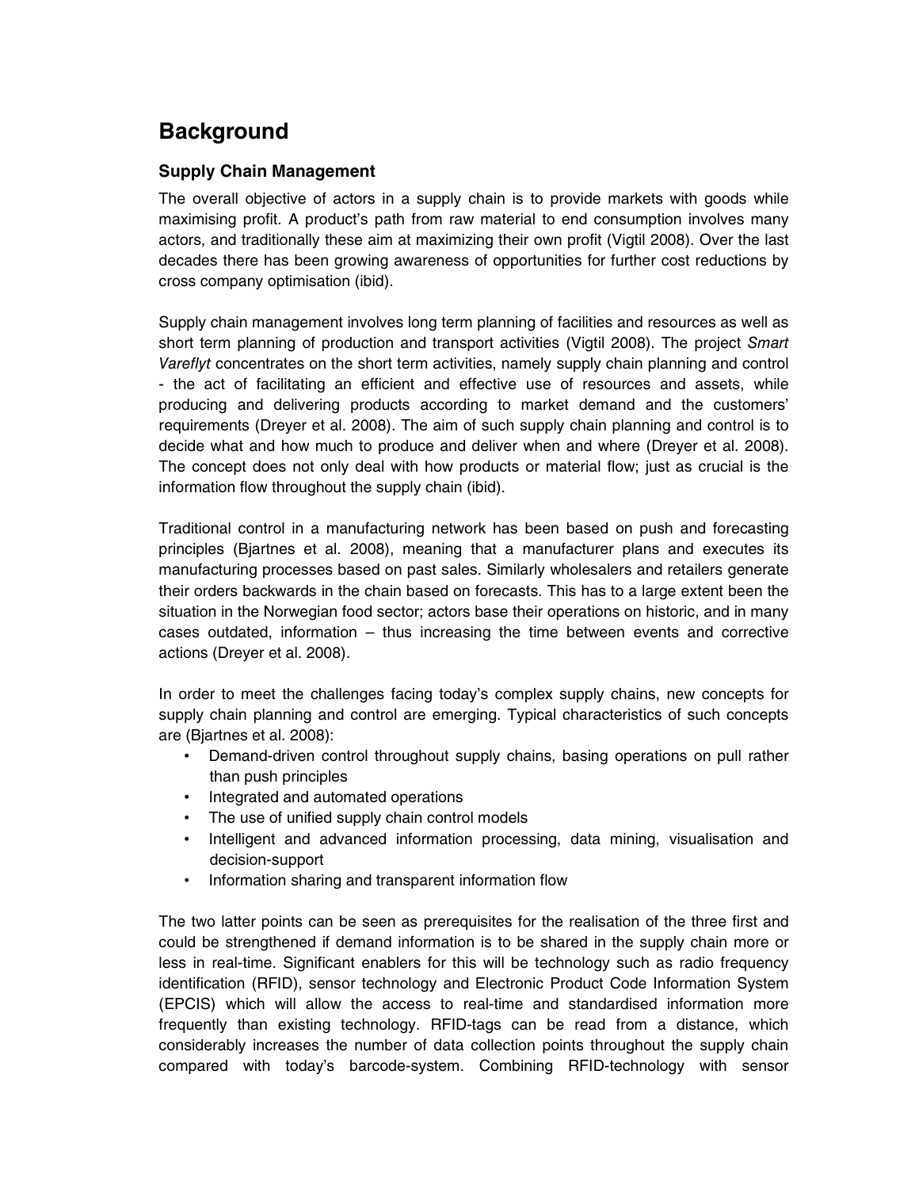# Background

## Supply Chain Management

The overall objective of actors in a supply chain is to provide markets with goods while maximising profit. A product's path from raw material to end consumption involves many actors, and traditionally these aim at maximizing their own profit (Vigtil 2008). Over the last decades there has been growing awareness of opportunities for further cost reductions by cross company optimisation (ibid).

Supply chain management involves long term planning of facilities and resources as well as short term planning of production and transport activities (Vigtil 2008). The project *Smart Vareflyt* concentrates on the short term activities, namely supply chain planning and control - the act of facilitating an efficient and effective use of resources and assets, while producing and delivering products according to market demand and the customers' requirements (Dreyer et al. 2008). The aim of such supply chain planning and control is to decide what and how much to produce and deliver when and where (Dreyer et al. 2008). The concept does not only deal with how products or material flow; just as crucial is the information flow throughout the supply chain (ibid).

Traditional control in a manufacturing network has been based on push and forecasting principles (Bjartnes et al. 2008), meaning that a manufacturer plans and executes its manufacturing processes based on past sales. Similarly wholesalers and retailers generate their orders backwards in the chain based on forecasts. This has to a large extent been the situation in the Norwegian food sector; actors base their operations on historic, and in many cases outdated, information – thus increasing the time between events and corrective actions (Dreyer et al. 2008).

In order to meet the challenges facing today's complex supply chains, new concepts for supply chain planning and control are emerging. Typical characteristics of such concepts are (Bjartnes et al. 2008):

- Demand-driven control throughout supply chains, basing operations on pull rather than push principles
- Integrated and automated operations
- The use of unified supply chain control models
- Intelligent and advanced information processing, data mining, visualisation and decision-support
- Information sharing and transparent information flow

The two latter points can be seen as prerequisites for the realisation of the three first and could be strengthened if demand information is to be shared in the supply chain more or less in real-time. Significant enablers for this will be technology such as radio frequency identification (RFID), sensor technology and Electronic Product Code Information System (EPCIS) which will allow the access to real-time and standardised information more frequently than existing technology. RFID-tags can be read from a distance, which considerably increases the number of data collection points throughout the supply chain compared with today's barcode-system. Combining RFID-technology with sensor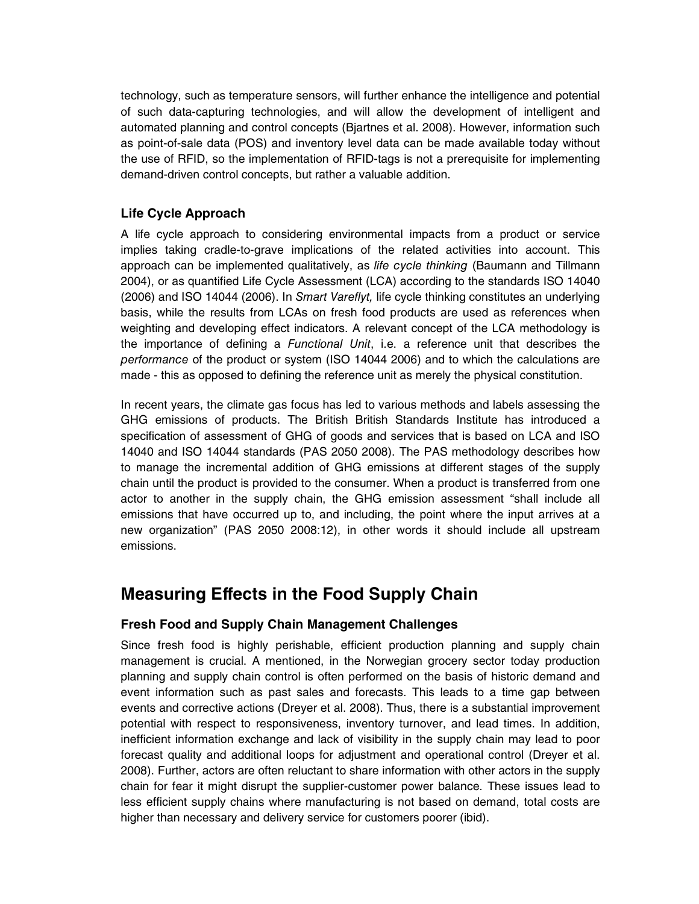technology, such as temperature sensors, will further enhance the intelligence and potential of such data-capturing technologies, and will allow the development of intelligent and automated planning and control concepts (Bjartnes et al. 2008). However, information such as point-of-sale data (POS) and inventory level data can be made available today without the use of RFID, so the implementation of RFID-tags is not a prerequisite for implementing demand-driven control concepts, but rather a valuable addition.

### Life Cycle Approach

A life cycle approach to considering environmental impacts from a product or service implies taking cradle-to-grave implications of the related activities into account. This approach can be implemented qualitatively, as *life cycle thinking* (Baumann and Tillmann 2004), or as quantified Life Cycle Assessment (LCA) according to the standards ISO 14040 (2006) and ISO 14044 (2006). In *Smart Vareflyt,* life cycle thinking constitutes an underlying basis, while the results from LCAs on fresh food products are used as references when weighting and developing effect indicators. A relevant concept of the LCA methodology is the importance of defining a *Functional Unit*, i.e. a reference unit that describes the *performance* of the product or system (ISO 14044 2006) and to which the calculations are made - this as opposed to defining the reference unit as merely the physical constitution.

In recent years, the climate gas focus has led to various methods and labels assessing the GHG emissions of products. The British British Standards Institute has introduced a specification of assessment of GHG of goods and services that is based on LCA and ISO 14040 and ISO 14044 standards (PAS 2050 2008). The PAS methodology describes how to manage the incremental addition of GHG emissions at different stages of the supply chain until the product is provided to the consumer. When a product is transferred from one actor to another in the supply chain, the GHG emission assessment "shall include all emissions that have occurred up to, and including, the point where the input arrives at a new organization" (PAS 2050 2008:12), in other words it should include all upstream emissions.

## Measuring Effects in the Food Supply Chain

### Fresh Food and Supply Chain Management Challenges

Since fresh food is highly perishable, efficient production planning and supply chain management is crucial. A mentioned, in the Norwegian grocery sector today production planning and supply chain control is often performed on the basis of historic demand and event information such as past sales and forecasts. This leads to a time gap between events and corrective actions (Dreyer et al. 2008). Thus, there is a substantial improvement potential with respect to responsiveness, inventory turnover, and lead times. In addition, inefficient information exchange and lack of visibility in the supply chain may lead to poor forecast quality and additional loops for adjustment and operational control (Dreyer et al. 2008). Further, actors are often reluctant to share information with other actors in the supply chain for fear it might disrupt the supplier-customer power balance. These issues lead to less efficient supply chains where manufacturing is not based on demand, total costs are higher than necessary and delivery service for customers poorer (ibid).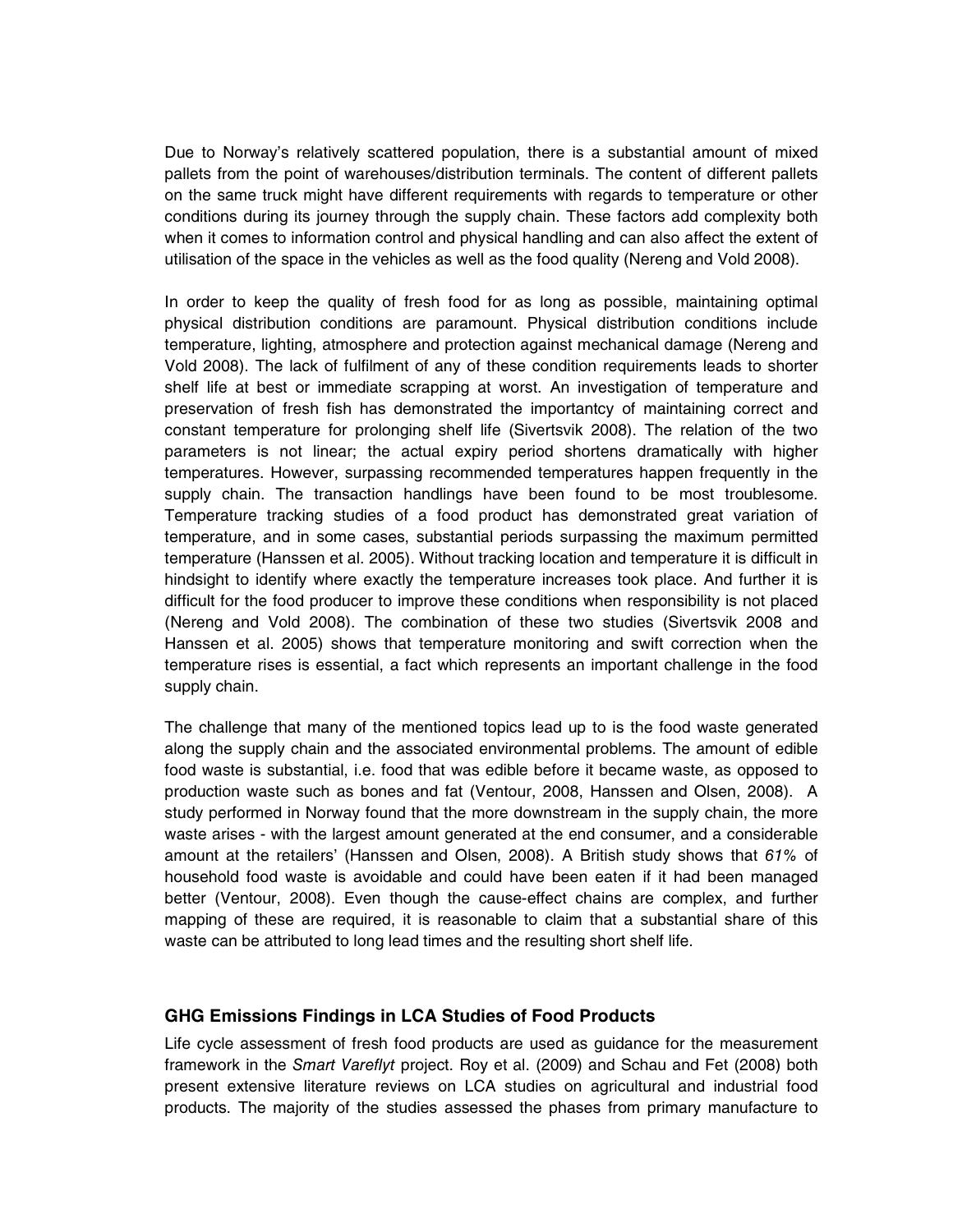Due to Norway's relatively scattered population, there is a substantial amount of mixed pallets from the point of warehouses/distribution terminals. The content of different pallets on the same truck might have different requirements with regards to temperature or other conditions during its journey through the supply chain. These factors add complexity both when it comes to information control and physical handling and can also affect the extent of utilisation of the space in the vehicles as well as the food quality (Nereng and Vold 2008).

In order to keep the quality of fresh food for as long as possible, maintaining optimal physical distribution conditions are paramount. Physical distribution conditions include temperature, lighting, atmosphere and protection against mechanical damage (Nereng and Vold 2008). The lack of fulfilment of any of these condition requirements leads to shorter shelf life at best or immediate scrapping at worst. An investigation of temperature and preservation of fresh fish has demonstrated the importantcy of maintaining correct and constant temperature for prolonging shelf life (Sivertsvik 2008). The relation of the two parameters is not linear; the actual expiry period shortens dramatically with higher temperatures. However, surpassing recommended temperatures happen frequently in the supply chain. The transaction handlings have been found to be most troublesome. Temperature tracking studies of a food product has demonstrated great variation of temperature, and in some cases, substantial periods surpassing the maximum permitted temperature (Hanssen et al. 2005). Without tracking location and temperature it is difficult in hindsight to identify where exactly the temperature increases took place. And further it is difficult for the food producer to improve these conditions when responsibility is not placed (Nereng and Vold 2008). The combination of these two studies (Sivertsvik 2008 and Hanssen et al. 2005) shows that temperature monitoring and swift correction when the temperature rises is essential, a fact which represents an important challenge in the food supply chain.

The challenge that many of the mentioned topics lead up to is the food waste generated along the supply chain and the associated environmental problems. The amount of edible food waste is substantial, i.e. food that was edible before it became waste, as opposed to production waste such as bones and fat (Ventour, 2008, Hanssen and Olsen, 2008). A study performed in Norway found that the more downstream in the supply chain, the more waste arises - with the largest amount generated at the end consumer, and a considerable amount at the retailers' (Hanssen and Olsen, 2008). A British study shows that *61%* of household food waste is avoidable and could have been eaten if it had been managed better (Ventour, 2008). Even though the cause-effect chains are complex, and further mapping of these are required, it is reasonable to claim that a substantial share of this waste can be attributed to long lead times and the resulting short shelf life.

## GHG Emissions Findings in LCA Studies of Food Products

Life cycle assessment of fresh food products are used as guidance for the measurement framework in the *Smart Vareflyt* project. Roy et al. (2009) and Schau and Fet (2008) both present extensive literature reviews on LCA studies on agricultural and industrial food products. The majority of the studies assessed the phases from primary manufacture to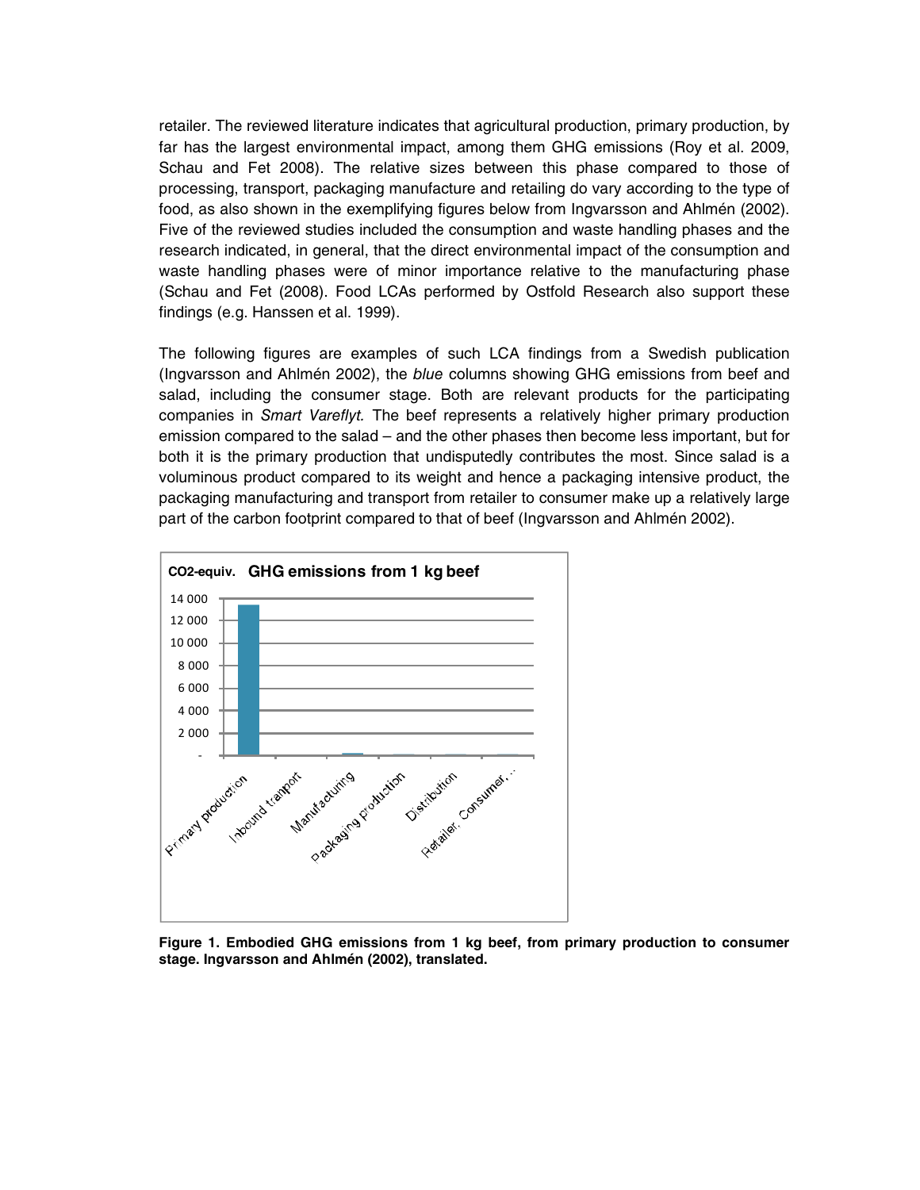retailer. The reviewed literature indicates that agricultural production, primary production, by far has the largest environmental impact, among them GHG emissions (Roy et al. 2009, Schau and Fet 2008). The relative sizes between this phase compared to those of processing, transport, packaging manufacture and retailing do vary according to the type of food, as also shown in the exemplifying figures below from Ingvarsson and Ahlmén (2002). Five of the reviewed studies included the consumption and waste handling phases and the research indicated, in general, that the direct environmental impact of the consumption and waste handling phases were of minor importance relative to the manufacturing phase (Schau and Fet (2008). Food LCAs performed by Ostfold Research also support these findings (e.g. Hanssen et al. 1999).

The following figures are examples of such LCA findings from a Swedish publication (Ingvarsson and Ahlmén 2002), the *blue* columns showing GHG emissions from beef and salad, including the consumer stage. Both are relevant products for the participating companies in *Smart Vareflyt*. The beef represents a relatively higher primary production emission compared to the salad – and the other phases then become less important, but for both it is the primary production that undisputedly contributes the most. Since salad is a voluminous product compared to its weight and hence a packaging intensive product, the packaging manufacturing and transport from retailer to consumer make up a relatively large part of the carbon footprint compared to that of beef (Ingvarsson and Ahlmén 2002).

**Figure 1. Embodied GHG emissions from 1 kg beef, from primary production to consumer stage. Ingvarsson and Ahlmén (2002), translated.**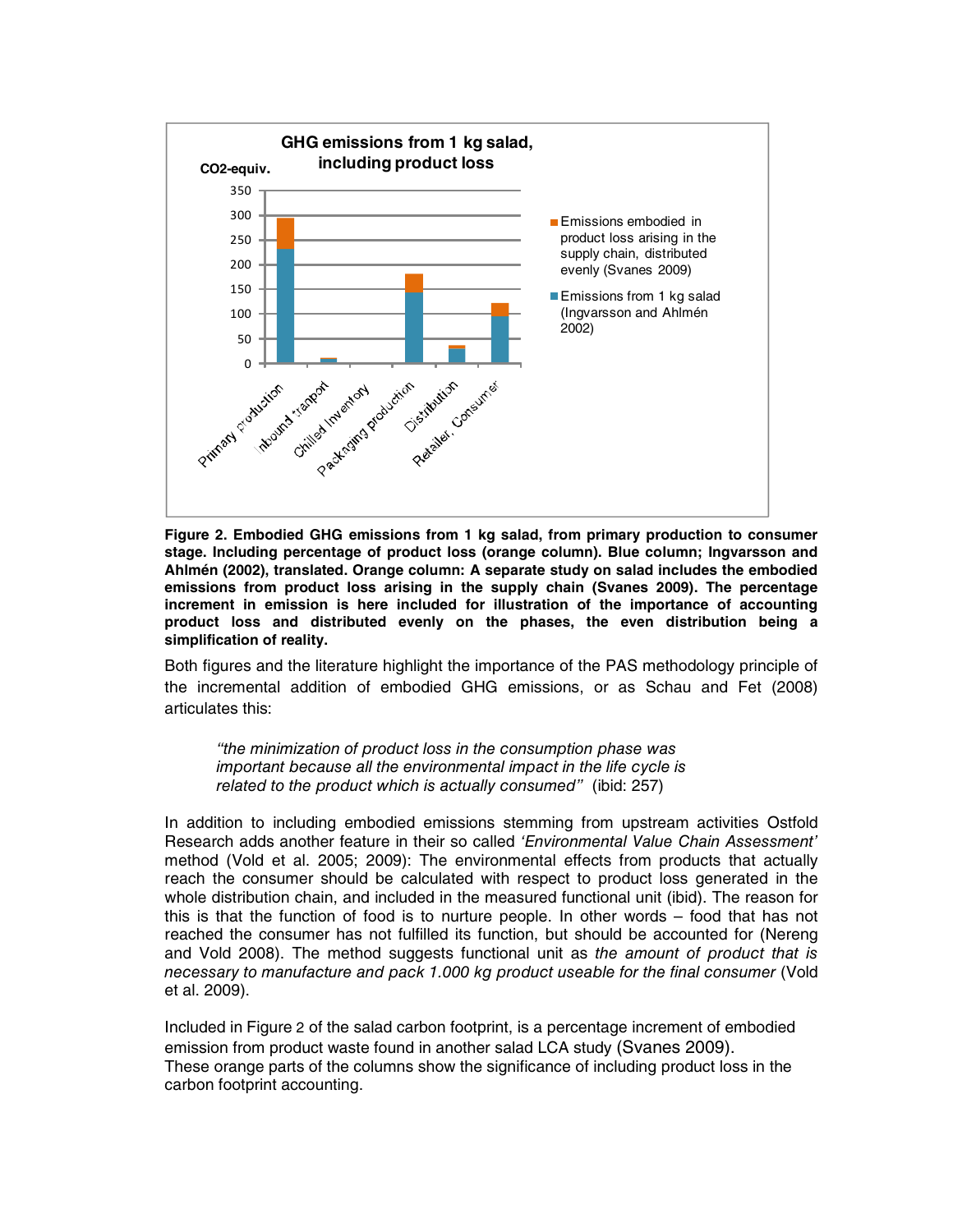**Figure 2. Embodied GHG emissions from 1 kg salad, from primary production to consumer stage. Including percentage of product loss (orange column). Blue column; Ingvarsson and Ahlmén (2002), translated. Orange column: A separate study on salad includes the embodied emissions from product loss arising in the supply chain (Svanes 2009). The percentage increment in emission is here included for illustration of the importance of accounting product loss and distributed evenly on the phases, the even distribution being a simplification of reality.**

Both figures and the literature highlight the importance of the PAS methodology principle of the incremental addition of embodied GHG emissions, or as Schau and Fet (2008) articulates this:

> *"the minimization of product loss in the consumption phase was important because all the environmental impact in the life cycle is related to the product which is actually consumed"* (ibid: 257)

In addition to including embodied emissions stemming from upstream activities Ostfold Research adds another feature in their so called *'Environmental Value Chain Assessment'* method (Vold et al. 2005; 2009): The environmental effects from products that actually reach the consumer should be calculated with respect to product loss generated in the whole distribution chain, and included in the measured functional unit (ibid). The reason for this is that the function of food is to nurture people. In other words – food that has not reached the consumer has not fulfilled its function, but should be accounted for (Nereng and Vold 2008). The method suggests functional unit as *the amount of product that is necessary to manufacture and pack 1.000 kg product useable for the final consumer* (Vold et al. 2009).

Included in Figure 2 of the salad carbon footprint, is a percentage increment of embodied emission from product waste found in another salad LCA study (Svanes 2009).
These orange parts of the columns show the significance of including product loss in the carbon footprint accounting.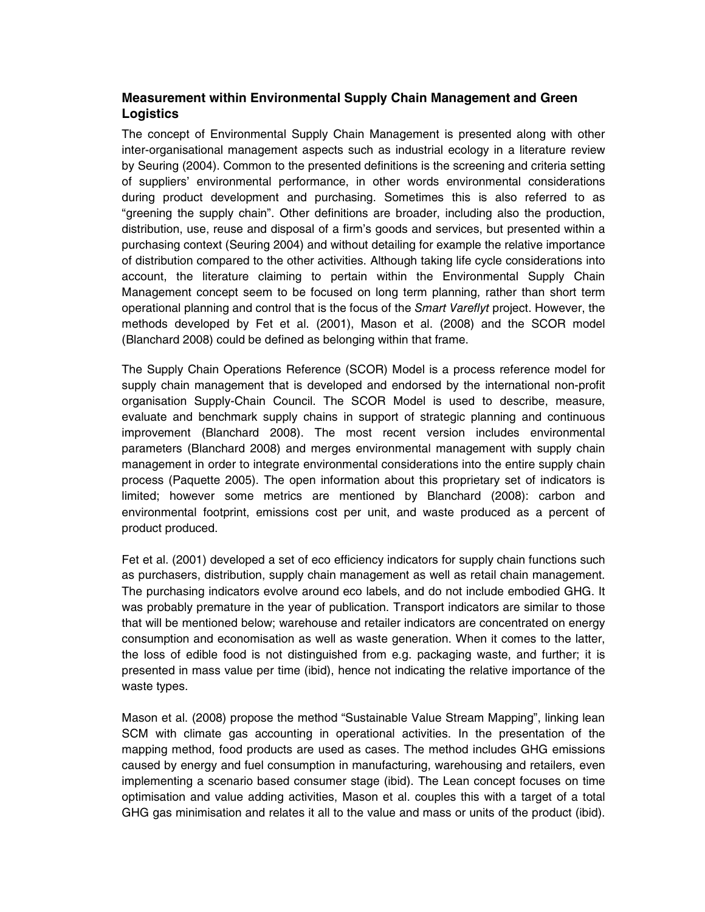## Measurement within Environmental Supply Chain Management and Green Logistics

The concept of Environmental Supply Chain Management is presented along with other inter-organisational management aspects such as industrial ecology in a literature review by Seuring (2004). Common to the presented definitions is the screening and criteria setting of suppliers' environmental performance, in other words environmental considerations during product development and purchasing. Sometimes this is also referred to as "greening the supply chain". Other definitions are broader, including also the production, distribution, use, reuse and disposal of a firm's goods and services, but presented within a purchasing context (Seuring 2004) and without detailing for example the relative importance of distribution compared to the other activities. Although taking life cycle considerations into account, the literature claiming to pertain within the Environmental Supply Chain Management concept seem to be focused on long term planning, rather than short term operational planning and control that is the focus of the *Smart Vareflyt* project. However, the methods developed by Fet et al. (2001), Mason et al. (2008) and the SCOR model (Blanchard 2008) could be defined as belonging within that frame.

The Supply Chain Operations Reference (SCOR) Model is a process reference model for supply chain management that is developed and endorsed by the international non-profit organisation Supply-Chain Council. The SCOR Model is used to describe, measure, evaluate and benchmark supply chains in support of strategic planning and continuous improvement (Blanchard 2008). The most recent version includes environmental parameters (Blanchard 2008) and merges environmental management with supply chain management in order to integrate environmental considerations into the entire supply chain process (Paquette 2005). The open information about this proprietary set of indicators is limited; however some metrics are mentioned by Blanchard (2008): carbon and environmental footprint, emissions cost per unit, and waste produced as a percent of product produced.

Fet et al. (2001) developed a set of eco efficiency indicators for supply chain functions such as purchasers, distribution, supply chain management as well as retail chain management. The purchasing indicators evolve around eco labels, and do not include embodied GHG. It was probably premature in the year of publication. Transport indicators are similar to those that will be mentioned below; warehouse and retailer indicators are concentrated on energy consumption and economisation as well as waste generation. When it comes to the latter, the loss of edible food is not distinguished from e.g. packaging waste, and further; it is presented in mass value per time (ibid), hence not indicating the relative importance of the waste types.

Mason et al. (2008) propose the method "Sustainable Value Stream Mapping", linking lean SCM with climate gas accounting in operational activities. In the presentation of the mapping method, food products are used as cases. The method includes GHG emissions caused by energy and fuel consumption in manufacturing, warehousing and retailers, even implementing a scenario based consumer stage (ibid). The Lean concept focuses on time optimisation and value adding activities, Mason et al. couples this with a target of a total GHG gas minimisation and relates it all to the value and mass or units of the product (ibid).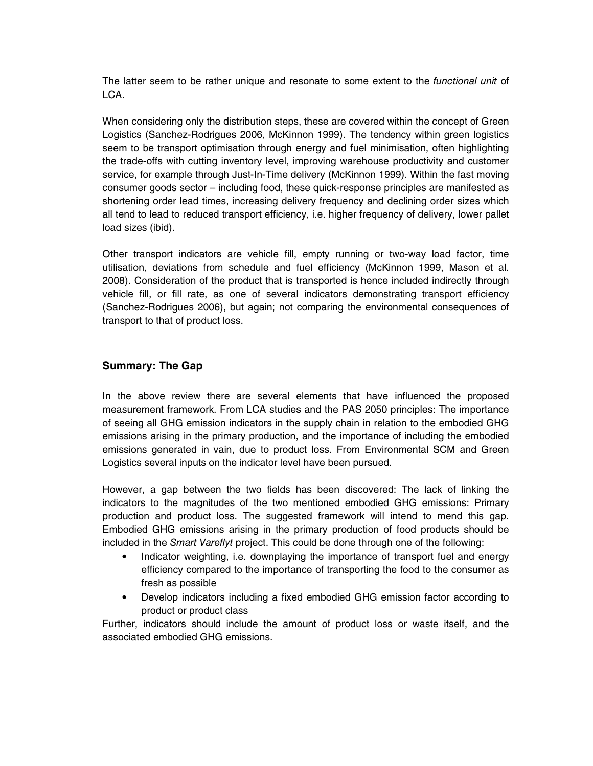The latter seem to be rather unique and resonate to some extent to the *functional unit* of LCA.

When considering only the distribution steps, these are covered within the concept of Green Logistics (Sanchez-Rodrigues 2006, McKinnon 1999). The tendency within green logistics seem to be transport optimisation through energy and fuel minimisation, often highlighting the trade-offs with cutting inventory level, improving warehouse productivity and customer service, for example through Just-In-Time delivery (McKinnon 1999). Within the fast moving consumer goods sector – including food, these quick-response principles are manifested as shortening order lead times, increasing delivery frequency and declining order sizes which all tend to lead to reduced transport efficiency, i.e. higher frequency of delivery, lower pallet load sizes (ibid).

Other transport indicators are vehicle fill, empty running or two-way load factor, time utilisation, deviations from schedule and fuel efficiency (McKinnon 1999, Mason et al. 2008). Consideration of the product that is transported is hence included indirectly through vehicle fill, or fill rate, as one of several indicators demonstrating transport efficiency (Sanchez-Rodrigues 2006), but again; not comparing the environmental consequences of transport to that of product loss.

### Summary: The Gap

In the above review there are several elements that have influenced the proposed measurement framework. From LCA studies and the PAS 2050 principles: The importance of seeing all GHG emission indicators in the supply chain in relation to the embodied GHG emissions arising in the primary production, and the importance of including the embodied emissions generated in vain, due to product loss. From Environmental SCM and Green Logistics several inputs on the indicator level have been pursued.

However, a gap between the two fields has been discovered: The lack of linking the indicators to the magnitudes of the two mentioned embodied GHG emissions: Primary production and product loss. The suggested framework will intend to mend this gap. Embodied GHG emissions arising in the primary production of food products should be included in the *Smart Vareflyt* project. This could be done through one of the following:

- Indicator weighting, i.e. downplaying the importance of transport fuel and energy efficiency compared to the importance of transporting the food to the consumer as fresh as possible
- Develop indicators including a fixed embodied GHG emission factor according to product or product class

Further, indicators should include the amount of product loss or waste itself, and the associated embodied GHG emissions.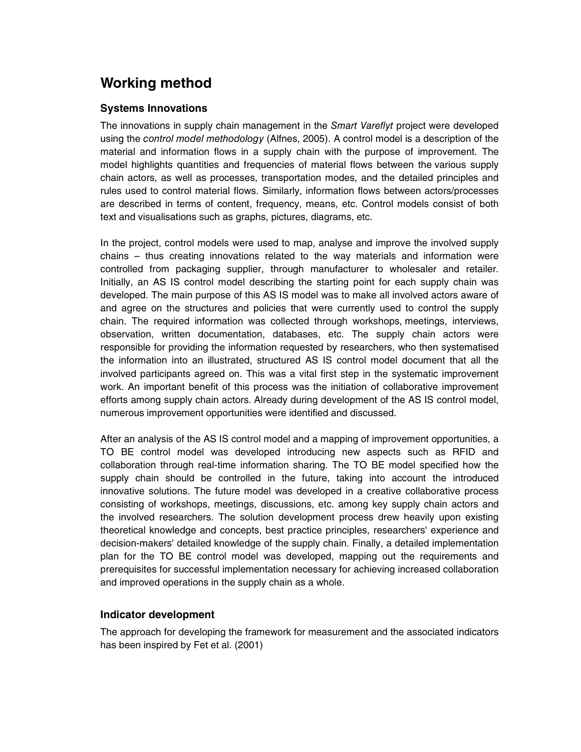## Working method

### Systems Innovations

The innovations in supply chain management in the *Smart Vareflyt* project were developed using the *control model methodology* (Alfnes, 2005). A control model is a description of the material and information flows in a supply chain with the purpose of improvement. The model highlights quantities and frequencies of material flows between the various supply chain actors, as well as processes, transportation modes, and the detailed principles and rules used to control material flows. Similarly, information flows between actors/processes are described in terms of content, frequency, means, etc. Control models consist of both text and visualisations such as graphs, pictures, diagrams, etc.

In the project, control models were used to map, analyse and improve the involved supply chains – thus creating innovations related to the way materials and information were controlled from packaging supplier, through manufacturer to wholesaler and retailer. Initially, an AS IS control model describing the starting point for each supply chain was developed. The main purpose of this AS IS model was to make all involved actors aware of and agree on the structures and policies that were currently used to control the supply chain. The required information was collected through workshops, meetings, interviews, observation, written documentation, databases, etc. The supply chain actors were responsible for providing the information requested by researchers, who then systematised the information into an illustrated, structured AS IS control model document that all the involved participants agreed on. This was a vital first step in the systematic improvement work. An important benefit of this process was the initiation of collaborative improvement efforts among supply chain actors. Already during development of the AS IS control model, numerous improvement opportunities were identified and discussed.

After an analysis of the AS IS control model and a mapping of improvement opportunities, a TO BE control model was developed introducing new aspects such as RFID and collaboration through real-time information sharing. The TO BE model specified how the supply chain should be controlled in the future, taking into account the introduced innovative solutions. The future model was developed in a creative collaborative process consisting of workshops, meetings, discussions, etc. among key supply chain actors and the involved researchers. The solution development process drew heavily upon existing theoretical knowledge and concepts, best practice principles, researchers' experience and decision-makers' detailed knowledge of the supply chain. Finally, a detailed implementation plan for the TO BE control model was developed, mapping out the requirements and prerequisites for successful implementation necessary for achieving increased collaboration and improved operations in the supply chain as a whole.

### Indicator development

The approach for developing the framework for measurement and the associated indicators has been inspired by Fet et al. (2001)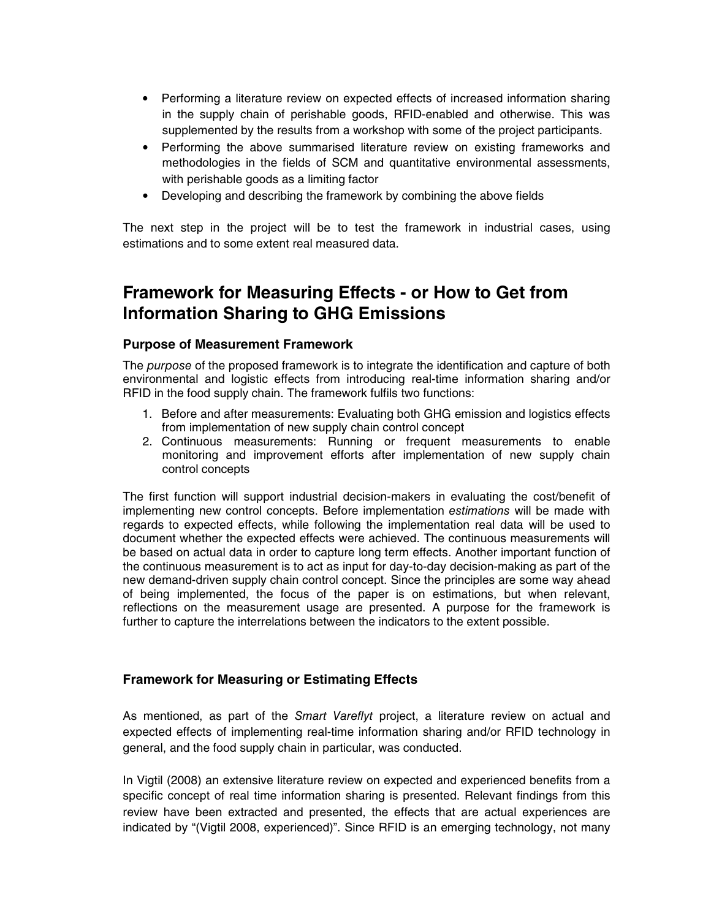- Performing a literature review on expected effects of increased information sharing in the supply chain of perishable goods, RFID-enabled and otherwise. This was supplemented by the results from a workshop with some of the project participants.
- Performing the above summarised literature review on existing frameworks and methodologies in the fields of SCM and quantitative environmental assessments, with perishable goods as a limiting factor
- Developing and describing the framework by combining the above fields

The next step in the project will be to test the framework in industrial cases, using estimations and to some extent real measured data.

## Framework for Measuring Effects - or How to Get from Information Sharing to GHG Emissions

### Purpose of Measurement Framework

The *purpose* of the proposed framework is to integrate the identification and capture of both environmental and logistic effects from introducing real-time information sharing and/or RFID in the food supply chain. The framework fulfils two functions:

1. Before and after measurements: Evaluating both GHG emission and logistics effects from implementation of new supply chain control concept
2. Continuous measurements: Running or frequent measurements to enable monitoring and improvement efforts after implementation of new supply chain control concepts

The first function will support industrial decision-makers in evaluating the cost/benefit of implementing new control concepts. Before implementation *estimations* will be made with regards to expected effects, while following the implementation real data will be used to document whether the expected effects were achieved. The continuous measurements will be based on actual data in order to capture long term effects. Another important function of the continuous measurement is to act as input for day-to-day decision-making as part of the new demand-driven supply chain control concept. Since the principles are some way ahead of being implemented, the focus of the paper is on estimations, but when relevant, reflections on the measurement usage are presented. A purpose for the framework is further to capture the interrelations between the indicators to the extent possible.

### Framework for Measuring or Estimating Effects

As mentioned, as part of the *Smart Vareflyt* project, a literature review on actual and expected effects of implementing real-time information sharing and/or RFID technology in general, and the food supply chain in particular, was conducted.

In Vigtil (2008) an extensive literature review on expected and experienced benefits from a specific concept of real time information sharing is presented. Relevant findings from this review have been extracted and presented, the effects that are actual experiences are indicated by "(Vigtil 2008, experienced)". Since RFID is an emerging technology, not many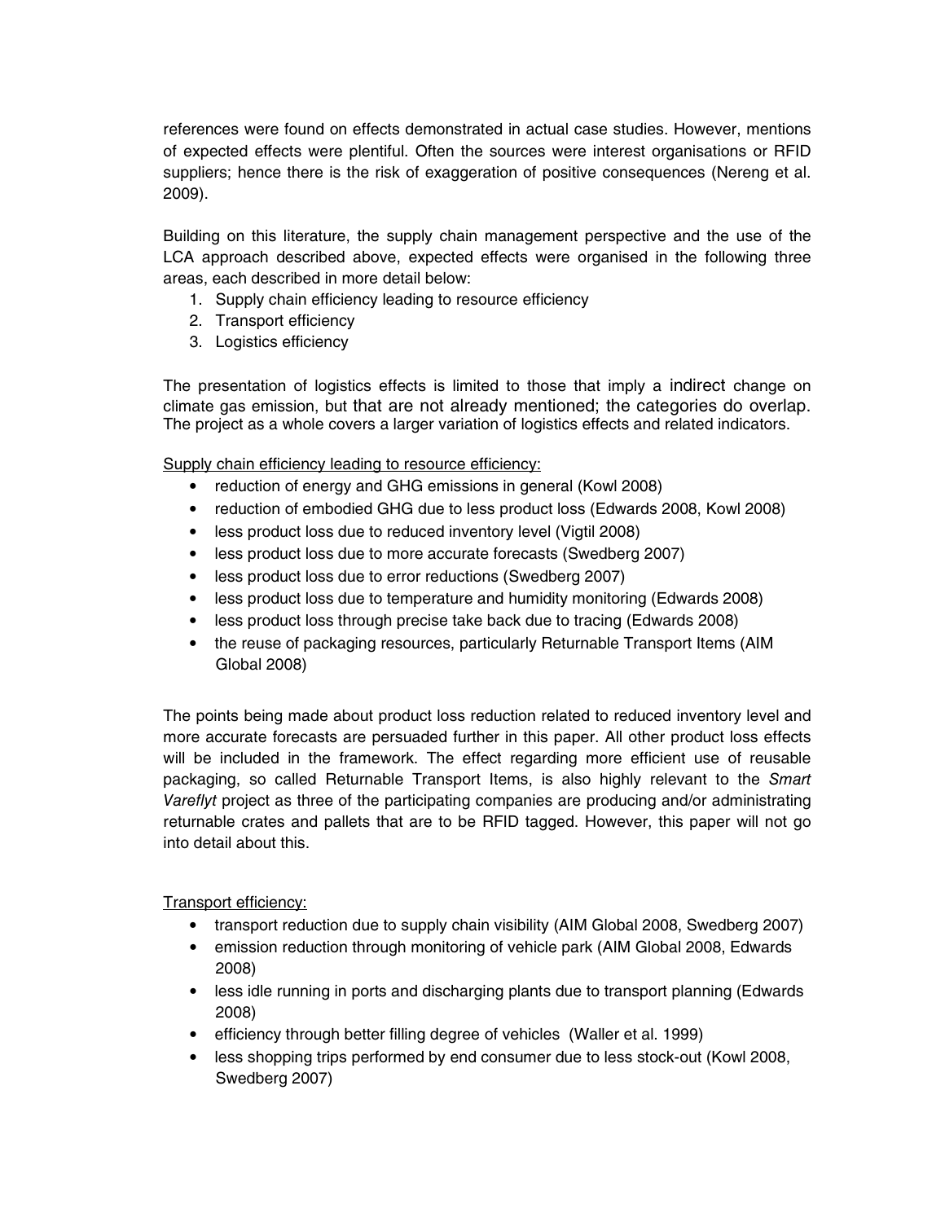references were found on effects demonstrated in actual case studies. However, mentions of expected effects were plentiful. Often the sources were interest organisations or RFID suppliers; hence there is the risk of exaggeration of positive consequences (Nereng et al. 2009).

Building on this literature, the supply chain management perspective and the use of the LCA approach described above, expected effects were organised in the following three areas, each described in more detail below:

1. Supply chain efficiency leading to resource efficiency
2. Transport efficiency
3. Logistics efficiency

The presentation of logistics effects is limited to those that imply a indirect change on climate gas emission, but that are not already mentioned; the categories do overlap. The project as a whole covers a larger variation of logistics effects and related indicators.

Supply chain efficiency leading to resource efficiency:

- reduction of energy and GHG emissions in general (Kowl 2008)
- reduction of embodied GHG due to less product loss (Edwards 2008, Kowl 2008)
- less product loss due to reduced inventory level (Vigtil 2008)
- less product loss due to more accurate forecasts (Swedberg 2007)
- less product loss due to error reductions (Swedberg 2007)
- less product loss due to temperature and humidity monitoring (Edwards 2008)
- less product loss through precise take back due to tracing (Edwards 2008)
- the reuse of packaging resources, particularly Returnable Transport Items (AIM Global 2008)

The points being made about product loss reduction related to reduced inventory level and more accurate forecasts are persuaded further in this paper. All other product loss effects will be included in the framework. The effect regarding more efficient use of reusable packaging, so called Returnable Transport Items, is also highly relevant to the *Smart Vareflyt* project as three of the participating companies are producing and/or administrating returnable crates and pallets that are to be RFID tagged. However, this paper will not go into detail about this.

Transport efficiency:

- transport reduction due to supply chain visibility (AIM Global 2008, Swedberg 2007)
- emission reduction through monitoring of vehicle park (AIM Global 2008, Edwards 2008)
- less idle running in ports and discharging plants due to transport planning (Edwards 2008)
- efficiency through better filling degree of vehicles (Waller et al. 1999)
- less shopping trips performed by end consumer due to less stock-out (Kowl 2008, Swedberg 2007)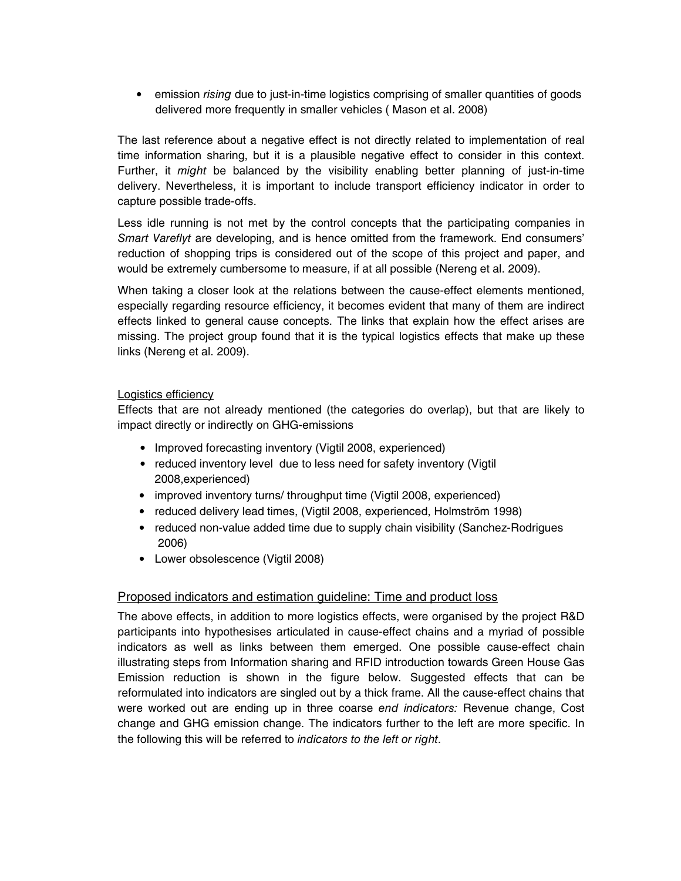- emission *rising* due to just-in-time logistics comprising of smaller quantities of goods delivered more frequently in smaller vehicles ( Mason et al. 2008)

The last reference about a negative effect is not directly related to implementation of real time information sharing, but it is a plausible negative effect to consider in this context. Further, it *might* be balanced by the visibility enabling better planning of just-in-time delivery. Nevertheless, it is important to include transport efficiency indicator in order to capture possible trade-offs.

Less idle running is not met by the control concepts that the participating companies in *Smart Vareflyt* are developing, and is hence omitted from the framework. End consumers' reduction of shopping trips is considered out of the scope of this project and paper, and would be extremely cumbersome to measure, if at all possible (Nereng et al. 2009).

When taking a closer look at the relations between the cause-effect elements mentioned, especially regarding resource efficiency, it becomes evident that many of them are indirect effects linked to general cause concepts. The links that explain how the effect arises are missing. The project group found that it is the typical logistics effects that make up these links (Nereng et al. 2009).

Logistics efficiency

Effects that are not already mentioned (the categories do overlap), but that are likely to impact directly or indirectly on GHG-emissions

- Improved forecasting inventory (Vigtil 2008, experienced)
- reduced inventory level due to less need for safety inventory (Vigtil 2008,experienced)
- improved inventory turns/ throughput time (Vigtil 2008, experienced)
- reduced delivery lead times, (Vigtil 2008, experienced, Holmström 1998)
- reduced non-value added time due to supply chain visibility (Sanchez-Rodrigues 2006)
- Lower obsolescence (Vigtil 2008)

## Proposed indicators and estimation guideline: Time and product loss

The above effects, in addition to more logistics effects, were organised by the project R&D participants into hypothesises articulated in cause-effect chains and a myriad of possible indicators as well as links between them emerged. One possible cause-effect chain illustrating steps from Information sharing and RFID introduction towards Green House Gas Emission reduction is shown in the figure below. Suggested effects that can be reformulated into indicators are singled out by a thick frame. All the cause-effect chains that were worked out are ending up in three coarse *end indicators:* Revenue change, Cost change and GHG emission change. The indicators further to the left are more specific. In the following this will be referred to *indicators to the left or right*.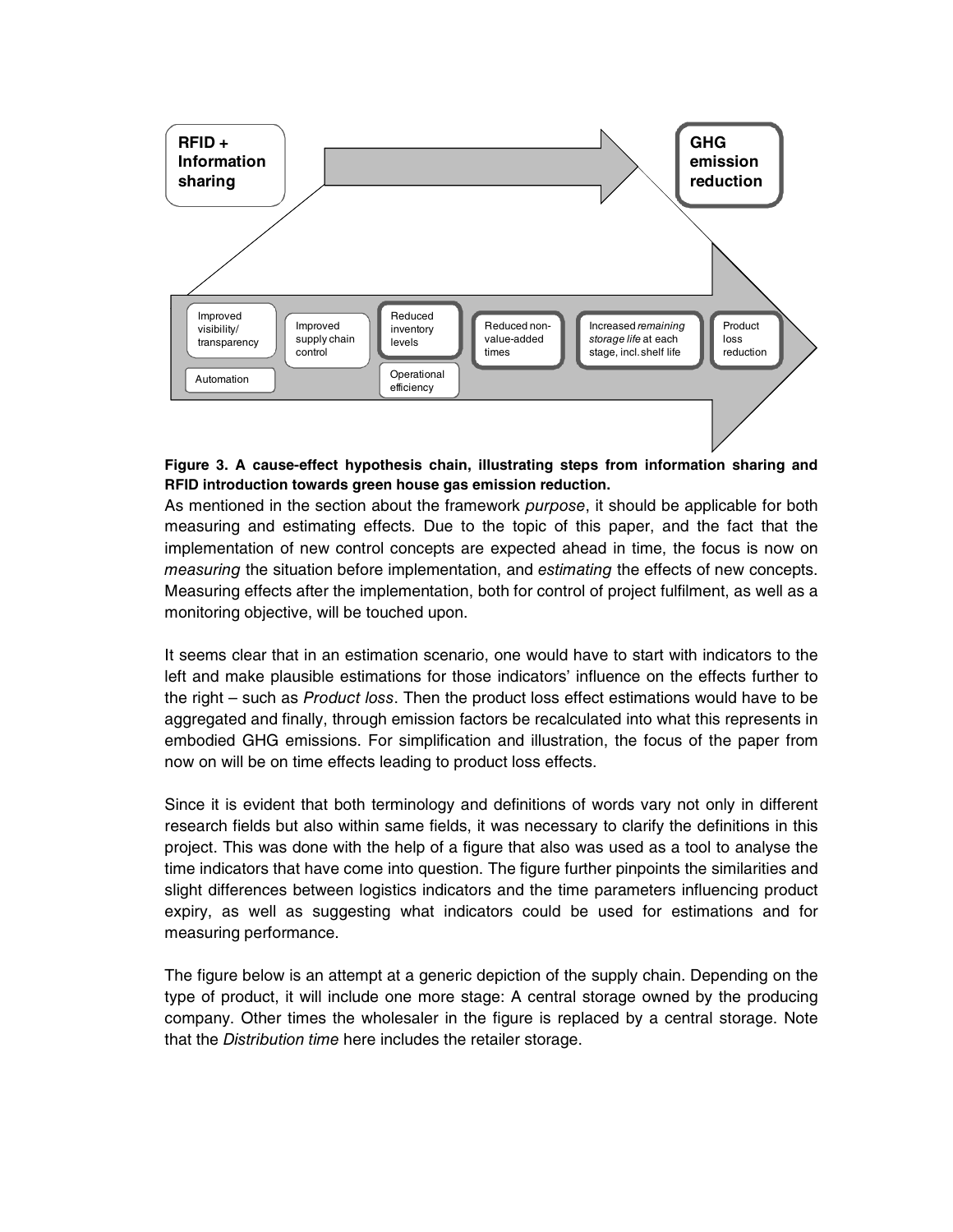**Figure 3. A cause-effect hypothesis chain, illustrating steps from information sharing and RFID introduction towards green house gas emission reduction.**

As mentioned in the section about the framework *purpose*, it should be applicable for both measuring and estimating effects. Due to the topic of this paper, and the fact that the implementation of new control concepts are expected ahead in time, the focus is now on *measuring* the situation before implementation, and *estimating* the effects of new concepts. Measuring effects after the implementation, both for control of project fulfilment, as well as a monitoring objective, will be touched upon.

It seems clear that in an estimation scenario, one would have to start with indicators to the left and make plausible estimations for those indicators' influence on the effects further to the right – such as *Product loss*. Then the product loss effect estimations would have to be aggregated and finally, through emission factors be recalculated into what this represents in embodied GHG emissions. For simplification and illustration, the focus of the paper from now on will be on time effects leading to product loss effects.

Since it is evident that both terminology and definitions of words vary not only in different research fields but also within same fields, it was necessary to clarify the definitions in this project. This was done with the help of a figure that also was used as a tool to analyse the time indicators that have come into question. The figure further pinpoints the similarities and slight differences between logistics indicators and the time parameters influencing product expiry, as well as suggesting what indicators could be used for estimations and for measuring performance.

The figure below is an attempt at a generic depiction of the supply chain. Depending on the type of product, it will include one more stage: A central storage owned by the producing company. Other times the wholesaler in the figure is replaced by a central storage. Note that the *Distribution time* here includes the retailer storage.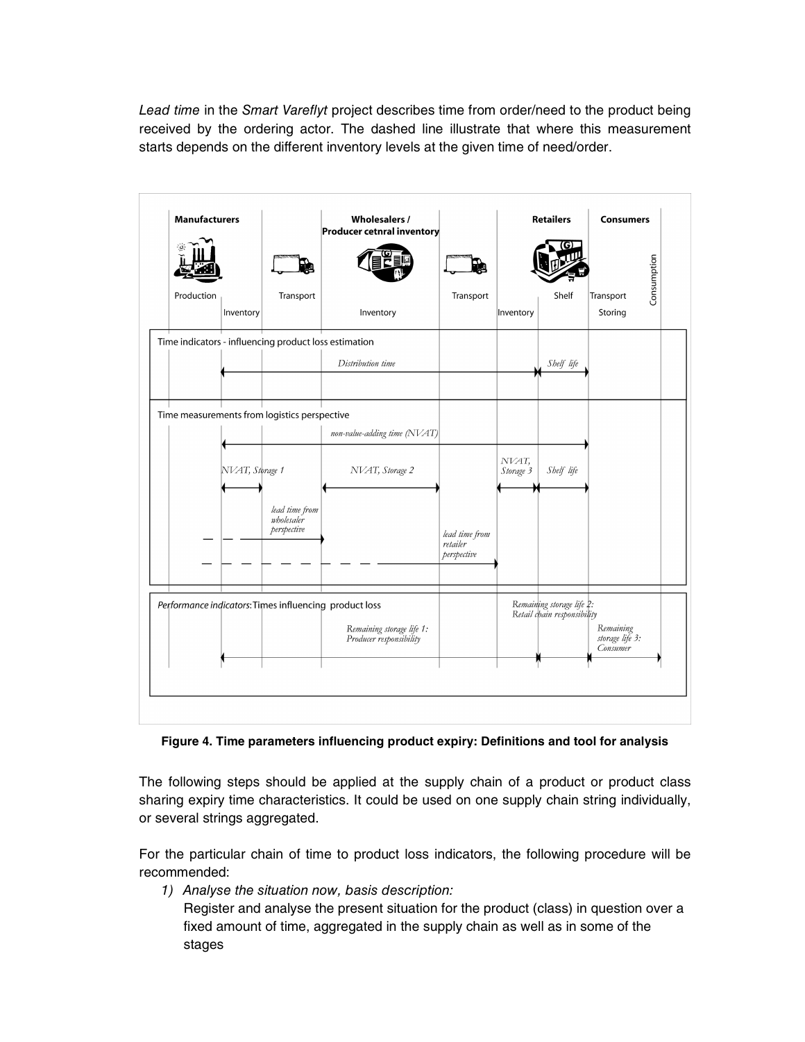*Lead time* in the *Smart Vareflyt* project describes time from order/need to the product being received by the ordering actor. The dashed line illustrate that where this measurement starts depends on the different inventory levels at the given time of need/order.

**Figure 4. Time parameters influencing product expiry: Definitions and tool for analysis**

The following steps should be applied at the supply chain of a product or product class sharing expiry time characteristics. It could be used on one supply chain string individually, or several strings aggregated.

For the particular chain of time to product loss indicators, the following procedure will be recommended:

1) *Analyse the situation now, basis description:*
   Register and analyse the present situation for the product (class) in question over a fixed amount of time, aggregated in the supply chain as well as in some of the stages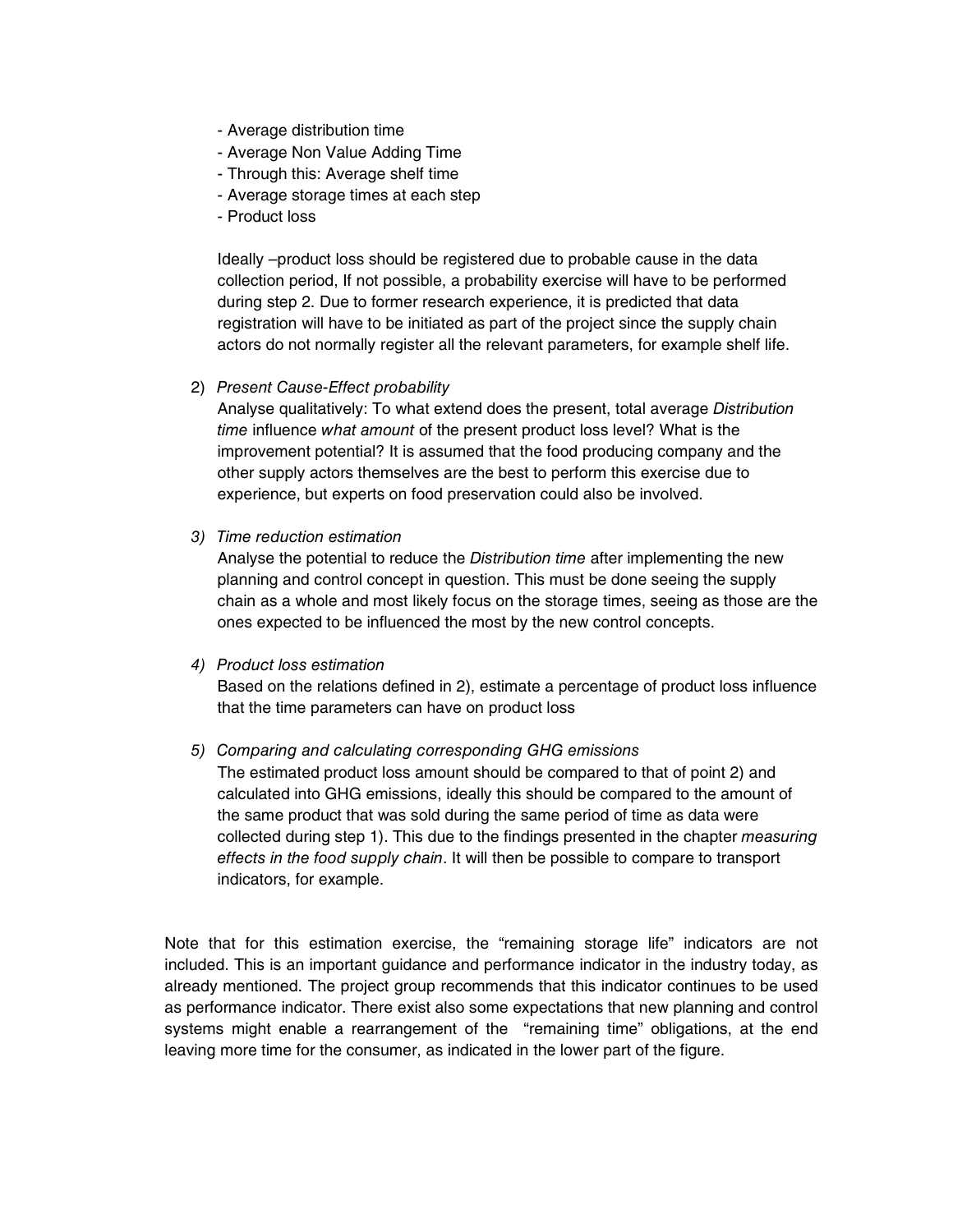- Average distribution time
- Average Non Value Adding Time
- Through this: Average shelf time
- Average storage times at each step
- Product loss

Ideally –product loss should be registered due to probable cause in the data collection period, If not possible, a probability exercise will have to be performed during step 2. Due to former research experience, it is predicted that data registration will have to be initiated as part of the project since the supply chain actors do not normally register all the relevant parameters, for example shelf life.

2) *Present Cause-Effect probability*
   Analyse qualitatively: To what extend does the present, total average *Distribution time* influence *what amount* of the present product loss level? What is the improvement potential? It is assumed that the food producing company and the other supply actors themselves are the best to perform this exercise due to experience, but experts on food preservation could also be involved.

3) *Time reduction estimation*
   Analyse the potential to reduce the *Distribution time* after implementing the new planning and control concept in question. This must be done seeing the supply chain as a whole and most likely focus on the storage times, seeing as those are the ones expected to be influenced the most by the new control concepts.

4) *Product loss estimation*
   Based on the relations defined in 2), estimate a percentage of product loss influence that the time parameters can have on product loss

5) *Comparing and calculating corresponding GHG emissions*
   The estimated product loss amount should be compared to that of point 2) and calculated into GHG emissions, ideally this should be compared to the amount of the same product that was sold during the same period of time as data were collected during step 1). This due to the findings presented in the chapter *measuring effects in the food supply chain*. It will then be possible to compare to transport indicators, for example.

Note that for this estimation exercise, the "remaining storage life" indicators are not included. This is an important guidance and performance indicator in the industry today, as already mentioned. The project group recommends that this indicator continues to be used as performance indicator. There exist also some expectations that new planning and control systems might enable a rearrangement of the "remaining time" obligations, at the end leaving more time for the consumer, as indicated in the lower part of the figure.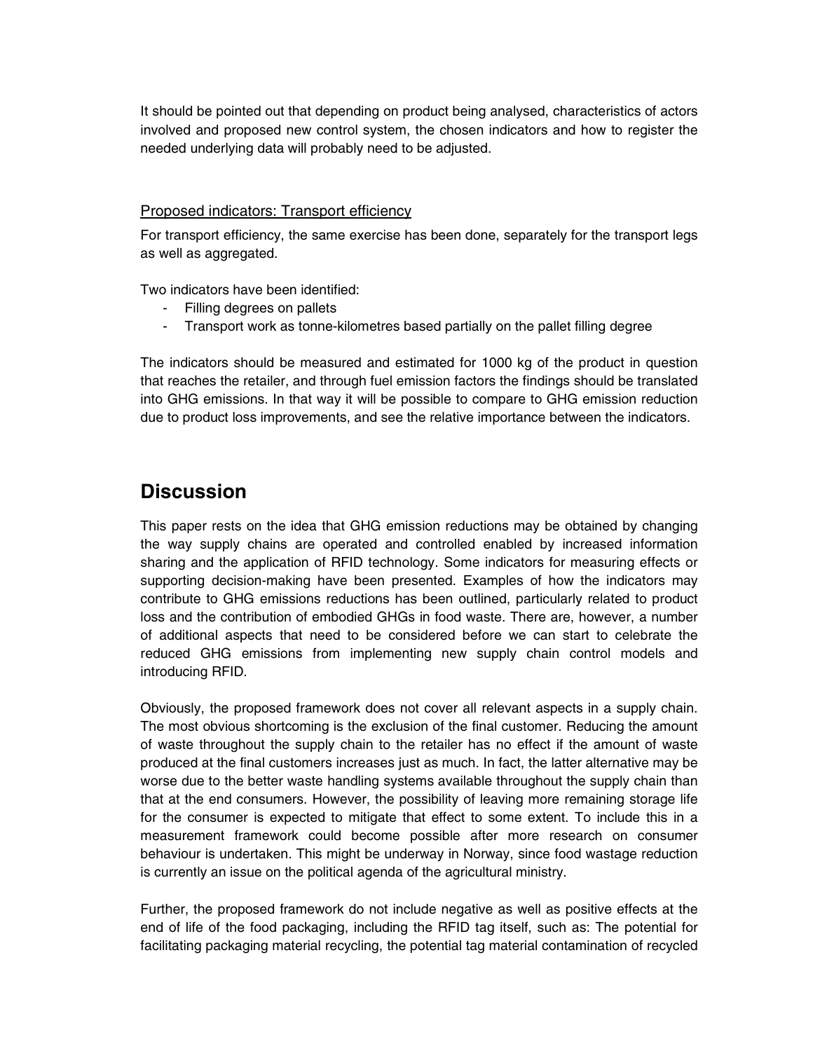It should be pointed out that depending on product being analysed, characteristics of actors involved and proposed new control system, the chosen indicators and how to register the needed underlying data will probably need to be adjusted.

### Proposed indicators: Transport efficiency

For transport efficiency, the same exercise has been done, separately for the transport legs as well as aggregated.

Two indicators have been identified:

- Filling degrees on pallets
- Transport work as tonne-kilometres based partially on the pallet filling degree

The indicators should be measured and estimated for 1000 kg of the product in question that reaches the retailer, and through fuel emission factors the findings should be translated into GHG emissions. In that way it will be possible to compare to GHG emission reduction due to product loss improvements, and see the relative importance between the indicators.

## Discussion

This paper rests on the idea that GHG emission reductions may be obtained by changing the way supply chains are operated and controlled enabled by increased information sharing and the application of RFID technology. Some indicators for measuring effects or supporting decision-making have been presented. Examples of how the indicators may contribute to GHG emissions reductions has been outlined, particularly related to product loss and the contribution of embodied GHGs in food waste. There are, however, a number of additional aspects that need to be considered before we can start to celebrate the reduced GHG emissions from implementing new supply chain control models and introducing RFID.

Obviously, the proposed framework does not cover all relevant aspects in a supply chain. The most obvious shortcoming is the exclusion of the final customer. Reducing the amount of waste throughout the supply chain to the retailer has no effect if the amount of waste produced at the final customers increases just as much. In fact, the latter alternative may be worse due to the better waste handling systems available throughout the supply chain than that at the end consumers. However, the possibility of leaving more remaining storage life for the consumer is expected to mitigate that effect to some extent. To include this in a measurement framework could become possible after more research on consumer behaviour is undertaken. This might be underway in Norway, since food wastage reduction is currently an issue on the political agenda of the agricultural ministry.

Further, the proposed framework do not include negative as well as positive effects at the end of life of the food packaging, including the RFID tag itself, such as: The potential for facilitating packaging material recycling, the potential tag material contamination of recycled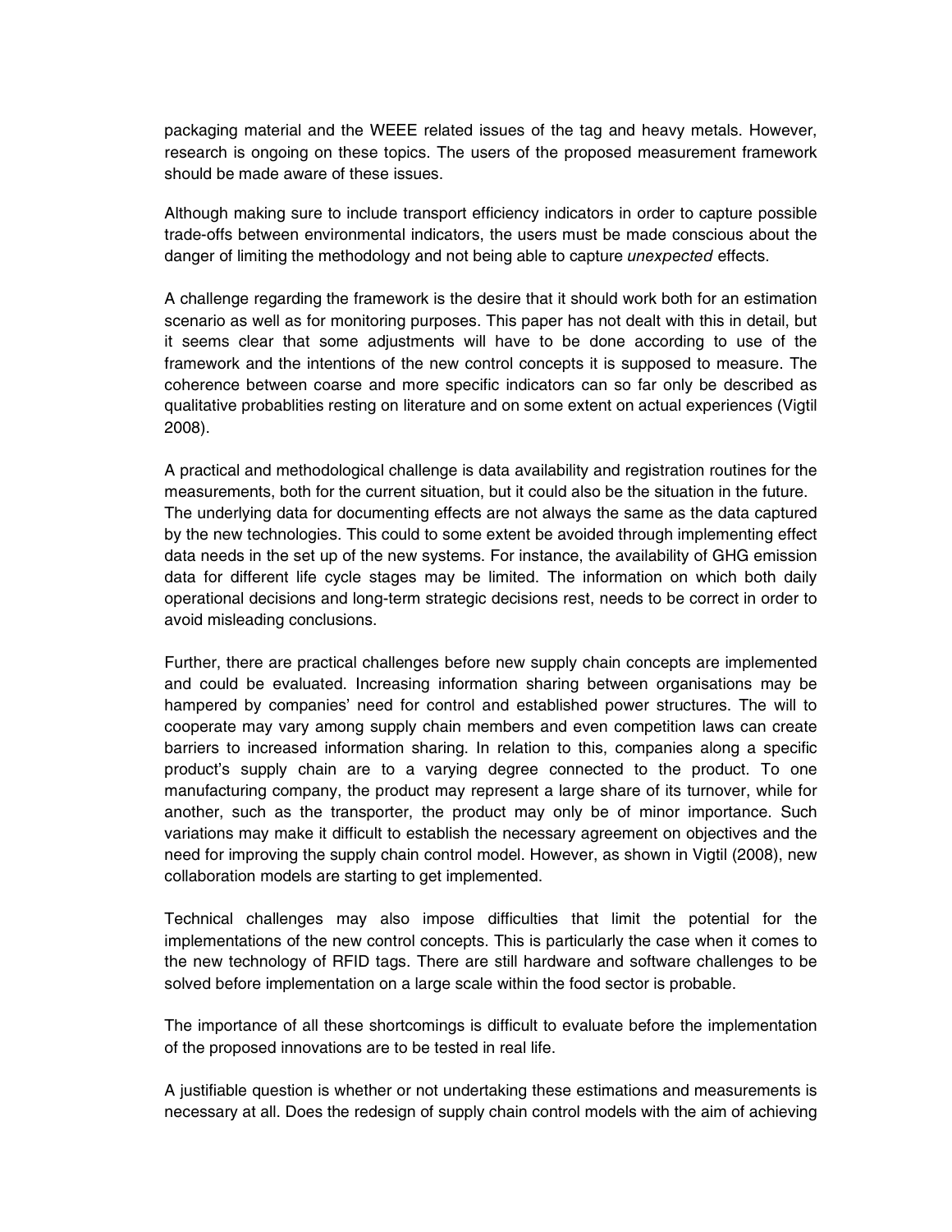packaging material and the WEEE related issues of the tag and heavy metals. However, research is ongoing on these topics. The users of the proposed measurement framework should be made aware of these issues.

Although making sure to include transport efficiency indicators in order to capture possible trade-offs between environmental indicators, the users must be made conscious about the danger of limiting the methodology and not being able to capture *unexpected* effects.

A challenge regarding the framework is the desire that it should work both for an estimation scenario as well as for monitoring purposes. This paper has not dealt with this in detail, but it seems clear that some adjustments will have to be done according to use of the framework and the intentions of the new control concepts it is supposed to measure. The coherence between coarse and more specific indicators can so far only be described as qualitative probablities resting on literature and on some extent on actual experiences (Vigtil 2008).

A practical and methodological challenge is data availability and registration routines for the measurements, both for the current situation, but it could also be the situation in the future. The underlying data for documenting effects are not always the same as the data captured by the new technologies. This could to some extent be avoided through implementing effect data needs in the set up of the new systems. For instance, the availability of GHG emission data for different life cycle stages may be limited. The information on which both daily operational decisions and long-term strategic decisions rest, needs to be correct in order to avoid misleading conclusions.

Further, there are practical challenges before new supply chain concepts are implemented and could be evaluated. Increasing information sharing between organisations may be hampered by companies' need for control and established power structures. The will to cooperate may vary among supply chain members and even competition laws can create barriers to increased information sharing. In relation to this, companies along a specific product's supply chain are to a varying degree connected to the product. To one manufacturing company, the product may represent a large share of its turnover, while for another, such as the transporter, the product may only be of minor importance. Such variations may make it difficult to establish the necessary agreement on objectives and the need for improving the supply chain control model. However, as shown in Vigtil (2008), new collaboration models are starting to get implemented.

Technical challenges may also impose difficulties that limit the potential for the implementations of the new control concepts. This is particularly the case when it comes to the new technology of RFID tags. There are still hardware and software challenges to be solved before implementation on a large scale within the food sector is probable.

The importance of all these shortcomings is difficult to evaluate before the implementation of the proposed innovations are to be tested in real life.

A justifiable question is whether or not undertaking these estimations and measurements is necessary at all. Does the redesign of supply chain control models with the aim of achieving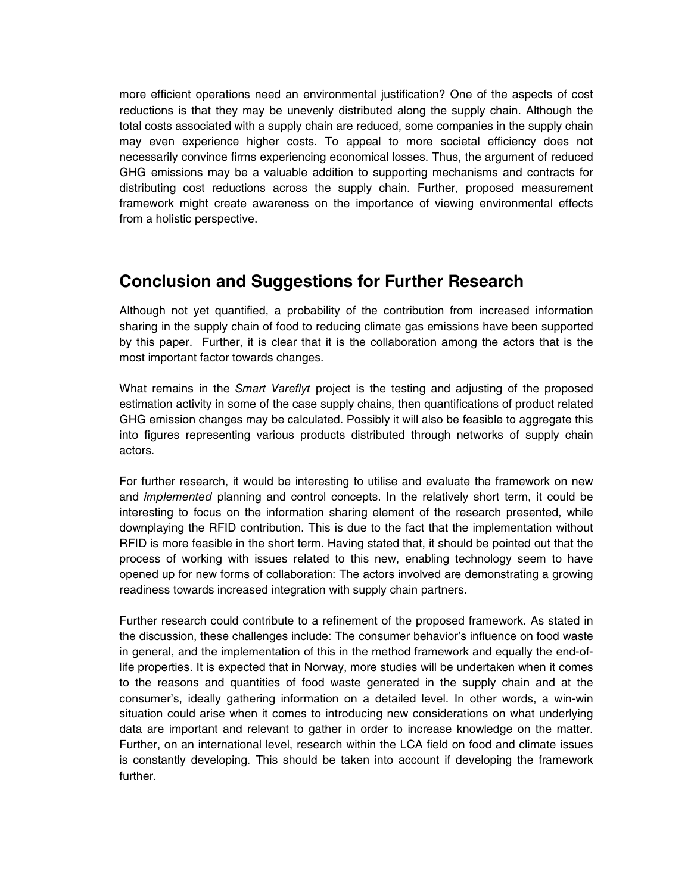more efficient operations need an environmental justification? One of the aspects of cost reductions is that they may be unevenly distributed along the supply chain. Although the total costs associated with a supply chain are reduced, some companies in the supply chain may even experience higher costs. To appeal to more societal efficiency does not necessarily convince firms experiencing economical losses. Thus, the argument of reduced GHG emissions may be a valuable addition to supporting mechanisms and contracts for distributing cost reductions across the supply chain. Further, proposed measurement framework might create awareness on the importance of viewing environmental effects from a holistic perspective.

## Conclusion and Suggestions for Further Research

Although not yet quantified, a probability of the contribution from increased information sharing in the supply chain of food to reducing climate gas emissions have been supported by this paper. Further, it is clear that it is the collaboration among the actors that is the most important factor towards changes.

What remains in the *Smart Vareflyt* project is the testing and adjusting of the proposed estimation activity in some of the case supply chains, then quantifications of product related GHG emission changes may be calculated. Possibly it will also be feasible to aggregate this into figures representing various products distributed through networks of supply chain actors.

For further research, it would be interesting to utilise and evaluate the framework on new and *implemented* planning and control concepts. In the relatively short term, it could be interesting to focus on the information sharing element of the research presented, while downplaying the RFID contribution. This is due to the fact that the implementation without RFID is more feasible in the short term. Having stated that, it should be pointed out that the process of working with issues related to this new, enabling technology seem to have opened up for new forms of collaboration: The actors involved are demonstrating a growing readiness towards increased integration with supply chain partners.

Further research could contribute to a refinement of the proposed framework. As stated in the discussion, these challenges include: The consumer behavior's influence on food waste in general, and the implementation of this in the method framework and equally the end-of-life properties. It is expected that in Norway, more studies will be undertaken when it comes to the reasons and quantities of food waste generated in the supply chain and at the consumer's, ideally gathering information on a detailed level. In other words, a win-win situation could arise when it comes to introducing new considerations on what underlying data are important and relevant to gather in order to increase knowledge on the matter. Further, on an international level, research within the LCA field on food and climate issues is constantly developing. This should be taken into account if developing the framework further.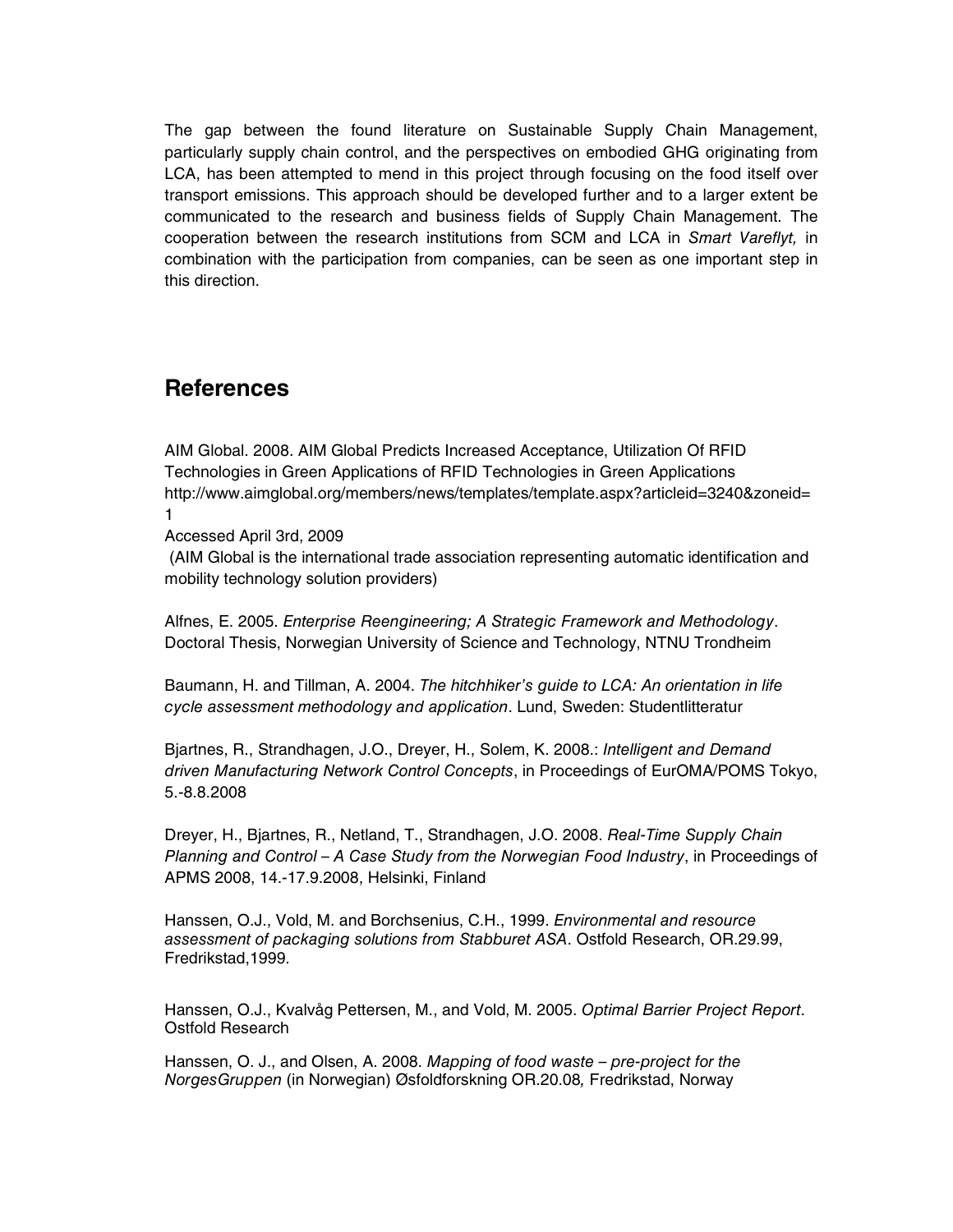The gap between the found literature on Sustainable Supply Chain Management, particularly supply chain control, and the perspectives on embodied GHG originating from LCA, has been attempted to mend in this project through focusing on the food itself over transport emissions. This approach should be developed further and to a larger extent be communicated to the research and business fields of Supply Chain Management. The cooperation between the research institutions from SCM and LCA in *Smart Vareflyt,* in combination with the participation from companies, can be seen as one important step in this direction.

## References

AIM Global. 2008. AIM Global Predicts Increased Acceptance, Utilization Of RFID Technologies in Green Applications of RFID Technologies in Green Applications http://www.aimglobal.org/members/news/templates/template.aspx?articleid=3240&zoneid=1
Accessed April 3rd, 2009
(AIM Global is the international trade association representing automatic identification and mobility technology solution providers)

Alfnes, E. 2005. *Enterprise Reengineering; A Strategic Framework and Methodology*. Doctoral Thesis, Norwegian University of Science and Technology, NTNU Trondheim

Baumann, H. and Tillman, A. 2004. *The hitchhiker's guide to LCA: An orientation in life cycle assessment methodology and application*. Lund, Sweden: Studentlitteratur

Bjartnes, R., Strandhagen, J.O., Dreyer, H., Solem, K. 2008.: *Intelligent and Demand driven Manufacturing Network Control Concepts*, in Proceedings of EurOMA/POMS Tokyo, 5.-8.8.2008

Dreyer, H., Bjartnes, R., Netland, T., Strandhagen, J.O. 2008. *Real-Time Supply Chain Planning and Control – A Case Study from the Norwegian Food Industry*, in Proceedings of APMS 2008, 14.-17.9.2008, Helsinki, Finland

Hanssen, O.J., Vold, M. and Borchsenius, C.H., 1999. *Environmental and resource assessment of packaging solutions from Stabburet ASA*. Ostfold Research, OR.29.99, Fredrikstad,1999.

Hanssen, O.J., Kvalvåg Pettersen, M., and Vold, M. 2005. *Optimal Barrier Project Report*. Ostfold Research

Hanssen, O. J., and Olsen, A. 2008. *Mapping of food waste – pre-project for the NorgesGruppen* (in Norwegian) Øsfoldforskning OR.20.08*,* Fredrikstad, Norway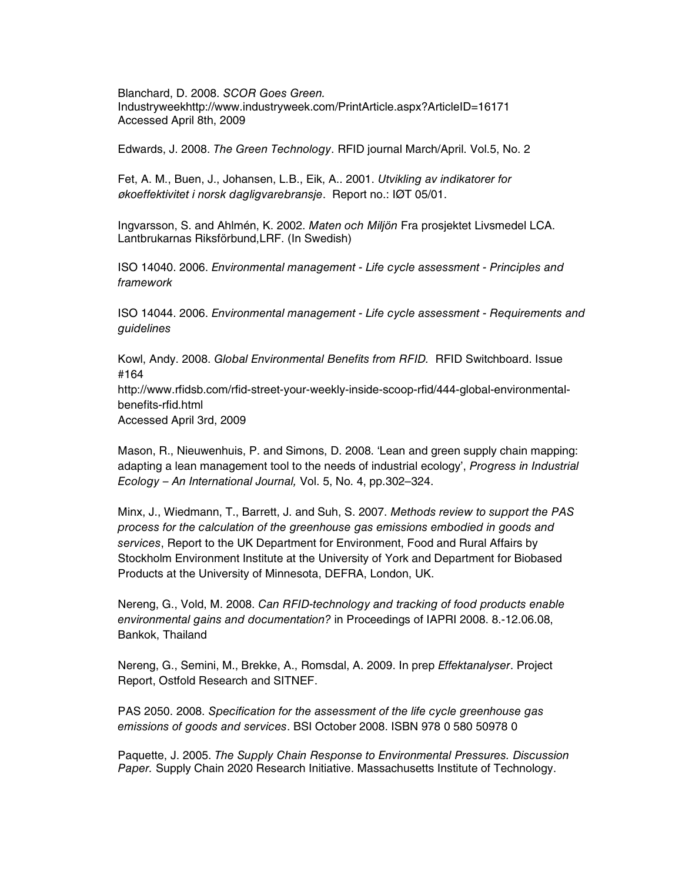Blanchard, D. 2008. *SCOR Goes Green.* Industryweekhttp://www.industryweek.com/PrintArticle.aspx?ArticleID=16171 Accessed April 8th, 2009

Edwards, J. 2008. *The Green Technology*. RFID journal March/April. Vol.5, No. 2

Fet, A. M., Buen, J., Johansen, L.B., Eik, A.. 2001. *Utvikling av indikatorer for økoeffektivitet i norsk dagligvarebransje*. Report no.: IØT 05/01.

Ingvarsson, S. and Ahlmén, K. 2002. *Maten och Miljön* Fra prosjektet Livsmedel LCA. Lantbrukarnas Riksförbund,LRF. (In Swedish)

ISO 14040. 2006. *Environmental management - Life cycle assessment - Principles and framework*

ISO 14044. 2006. *Environmental management - Life cycle assessment - Requirements and guidelines*

Kowl, Andy. 2008. *Global Environmental Benefits from RFID.* RFID Switchboard. Issue #164
http://www.rfidsb.com/rfid-street-your-weekly-inside-scoop-rfid/444-global-environmental-benefits-rfid.html
Accessed April 3rd, 2009

Mason, R., Nieuwenhuis, P. and Simons, D. 2008. 'Lean and green supply chain mapping: adapting a lean management tool to the needs of industrial ecology', *Progress in Industrial Ecology – An International Journal,* Vol. 5, No. 4, pp.302–324.

Minx, J., Wiedmann, T., Barrett, J. and Suh, S. 2007. *Methods review to support the PAS process for the calculation of the greenhouse gas emissions embodied in goods and services*, Report to the UK Department for Environment, Food and Rural Affairs by Stockholm Environment Institute at the University of York and Department for Biobased Products at the University of Minnesota, DEFRA, London, UK.

Nereng, G., Vold, M. 2008. *Can RFID-technology and tracking of food products enable environmental gains and documentation?* in Proceedings of IAPRI 2008. 8.-12.06.08, Bankok, Thailand

Nereng, G., Semini, M., Brekke, A., Romsdal, A. 2009. In prep *Effektanalyser*. Project Report, Ostfold Research and SITNEF.

PAS 2050. 2008. *Specification for the assessment of the life cycle greenhouse gas emissions of goods and services*. BSI October 2008. ISBN 978 0 580 50978 0

Paquette, J. 2005. *The Supply Chain Response to Environmental Pressures. Discussion Paper.* Supply Chain 2020 Research Initiative. Massachusetts Institute of Technology.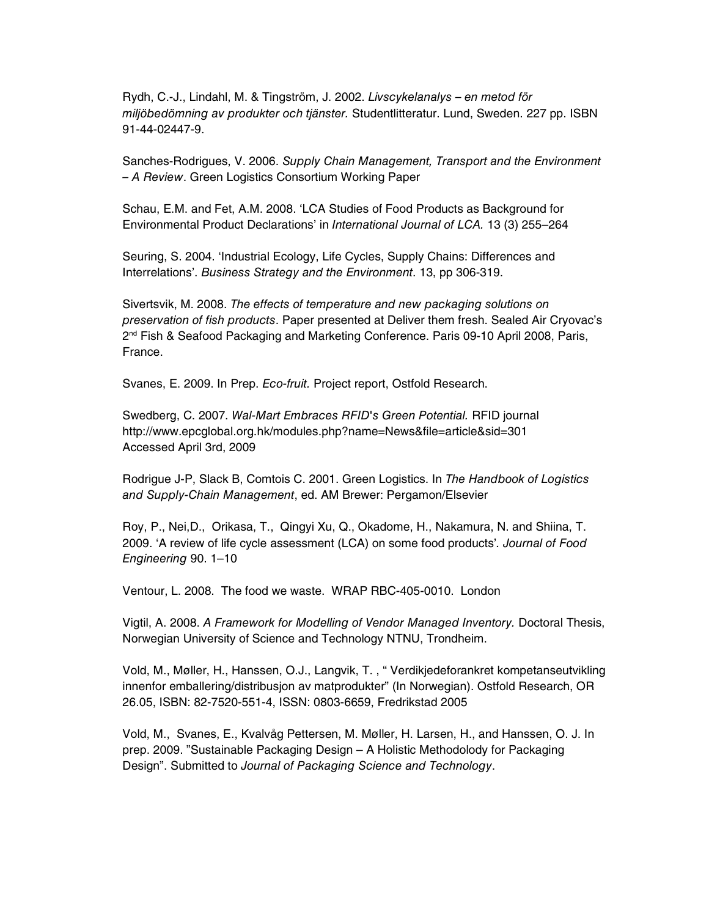Rydh, C.-J., Lindahl, M. & Tingström, J. 2002. *Livscykelanalys – en metod för miljöbedömning av produkter och tjänster.* Studentlitteratur. Lund, Sweden. 227 pp. ISBN 91-44-02447-9.

Sanches-Rodrigues, V. 2006. *Supply Chain Management, Transport and the Environment – A Review*. Green Logistics Consortium Working Paper

Schau, E.M. and Fet, A.M. 2008. 'LCA Studies of Food Products as Background for Environmental Product Declarations' in *International Journal of LCA.* 13 (3) 255–264

Seuring, S. 2004. 'Industrial Ecology, Life Cycles, Supply Chains: Differences and Interrelations'. *Business Strategy and the Environment*. 13, pp 306-319.

Sivertsvik, M. 2008. *The effects of temperature and new packaging solutions on preservation of fish products*. Paper presented at Deliver them fresh. Sealed Air Cryovac's 2nd Fish & Seafood Packaging and Marketing Conference. Paris 09-10 April 2008, Paris, France.

Svanes, E. 2009. In Prep. *Eco-fruit.* Project report, Ostfold Research.

Swedberg, C. 2007. *Wal-Mart Embraces RFID's Green Potential.* RFID journal http://www.epcglobal.org.hk/modules.php?name=News&file=article&sid=301 Accessed April 3rd, 2009

Rodrigue J-P, Slack B, Comtois C. 2001. Green Logistics. In *The Handbook of Logistics and Supply-Chain Management*, ed. AM Brewer: Pergamon/Elsevier

Roy, P., Nei,D., Orikasa, T., Qingyi Xu, Q., Okadome, H., Nakamura, N. and Shiina, T. 2009. 'A review of life cycle assessment (LCA) on some food products'. *Journal of Food Engineering* 90. 1–10

Ventour, L. 2008. The food we waste. WRAP RBC-405-0010. London

Vigtil, A. 2008. *A Framework for Modelling of Vendor Managed Inventory.* Doctoral Thesis, Norwegian University of Science and Technology NTNU, Trondheim.

Vold, M., Møller, H., Hanssen, O.J., Langvik, T. , " Verdikjedeforankret kompetanseutvikling innenfor emballering/distribusjon av matprodukter" (In Norwegian). Ostfold Research, OR 26.05, ISBN: 82-7520-551-4, ISSN: 0803-6659, Fredrikstad 2005

Vold, M., Svanes, E., Kvalvåg Pettersen, M. Møller, H. Larsen, H., and Hanssen, O. J. In prep. 2009. "Sustainable Packaging Design – A Holistic Methodolody for Packaging Design". Submitted to *Journal of Packaging Science and Technology*.